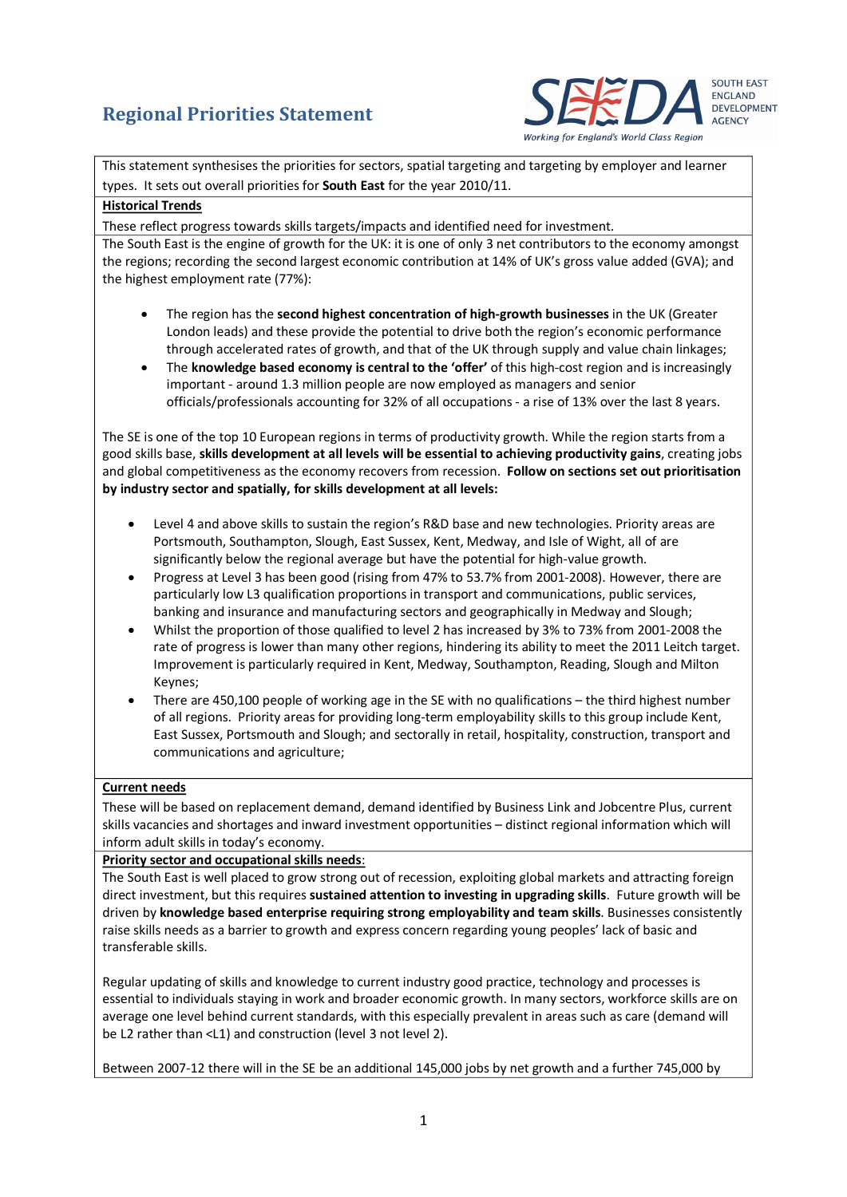# Regional Priorities Statement

SEEDA SOUTH EAST ENGLAND DEVELOPMENT AGENCY

*Working for England's World Class Region*

This statement synthesises the priorities for sectors, spatial targeting and targeting by employer and learner types. It sets out overall priorities for **South East** for the year 2010/11.

## Historical Trends

These reflect progress towards skills targets/impacts and identified need for investment.

The South East is the engine of growth for the UK: it is one of only 3 net contributors to the economy amongst the regions; recording the second largest economic contribution at 14% of UK's gross value added (GVA); and the highest employment rate (77%):

- The region has the **second highest concentration of high-growth businesses** in the UK (Greater London leads) and these provide the potential to drive both the region's economic performance through accelerated rates of growth, and that of the UK through supply and value chain linkages;
- The **knowledge based economy is central to the 'offer'** of this high-cost region and is increasingly important - around 1.3 million people are now employed as managers and senior officials/professionals accounting for 32% of all occupations - a rise of 13% over the last 8 years.

The SE is one of the top 10 European regions in terms of productivity growth. While the region starts from a good skills base, **skills development at all levels will be essential to achieving productivity gains**, creating jobs and global competitiveness as the economy recovers from recession. **Follow on sections set out prioritisation by industry sector and spatially, for skills development at all levels:**

- Level 4 and above skills to sustain the region's R&D base and new technologies. Priority areas are Portsmouth, Southampton, Slough, East Sussex, Kent, Medway, and Isle of Wight, all of are significantly below the regional average but have the potential for high-value growth.
- Progress at Level 3 has been good (rising from 47% to 53.7% from 2001-2008). However, there are particularly low L3 qualification proportions in transport and communications, public services, banking and insurance and manufacturing sectors and geographically in Medway and Slough;
- Whilst the proportion of those qualified to level 2 has increased by 3% to 73% from 2001-2008 the rate of progress is lower than many other regions, hindering its ability to meet the 2011 Leitch target. Improvement is particularly required in Kent, Medway, Southampton, Reading, Slough and Milton Keynes;
- There are 450,100 people of working age in the SE with no qualifications – the third highest number of all regions. Priority areas for providing long-term employability skills to this group include Kent, East Sussex, Portsmouth and Slough; and sectorally in retail, hospitality, construction, transport and communications and agriculture;

## Current needs

These will be based on replacement demand, demand identified by Business Link and Jobcentre Plus, current skills vacancies and shortages and inward investment opportunities – distinct regional information which will inform adult skills in today's economy.

### Priority sector and occupational skills needs:

The South East is well placed to grow strong out of recession, exploiting global markets and attracting foreign direct investment, but this requires **sustained attention to investing in upgrading skills**. Future growth will be driven by **knowledge based enterprise requiring strong employability and team skills**. Businesses consistently raise skills needs as a barrier to growth and express concern regarding young peoples' lack of basic and transferable skills.

Regular updating of skills and knowledge to current industry good practice, technology and processes is essential to individuals staying in work and broader economic growth. In many sectors, workforce skills are on average one level behind current standards, with this especially prevalent in areas such as care (demand will be L2 rather than <L1) and construction (level 3 not level 2).

Between 2007-12 there will in the SE be an additional 145,000 jobs by net growth and a further 745,000 by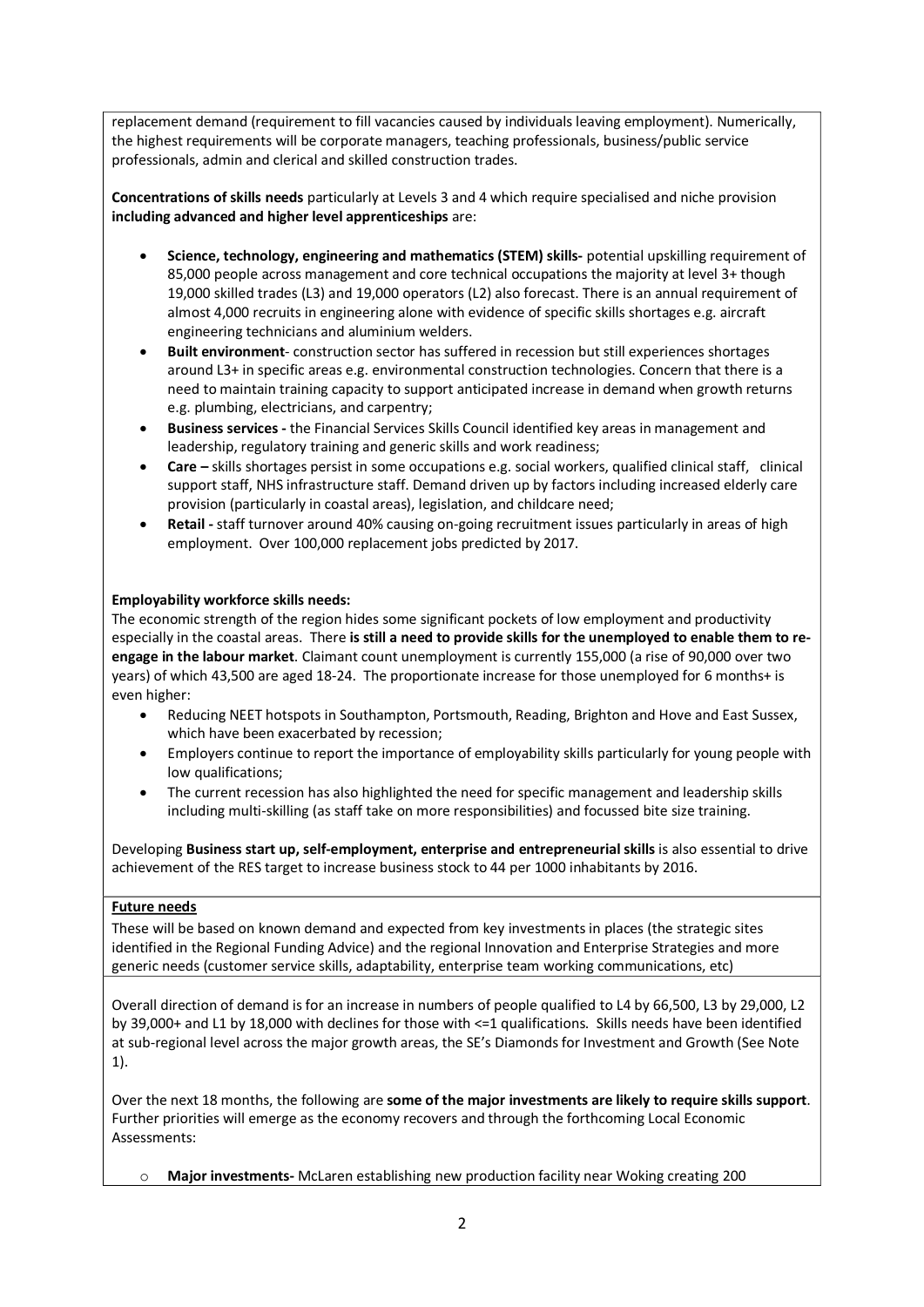replacement demand (requirement to fill vacancies caused by individuals leaving employment). Numerically, the highest requirements will be corporate managers, teaching professionals, business/public service professionals, admin and clerical and skilled construction trades.

**Concentrations of skills needs** particularly at Levels 3 and 4 which require specialised and niche provision **including advanced and higher level apprenticeships** are:

- **Science, technology, engineering and mathematics (STEM) skills-** potential upskilling requirement of 85,000 people across management and core technical occupations the majority at level 3+ though 19,000 skilled trades (L3) and 19,000 operators (L2) also forecast. There is an annual requirement of almost 4,000 recruits in engineering alone with evidence of specific skills shortages e.g. aircraft engineering technicians and aluminium welders.
- **Built environment**- construction sector has suffered in recession but still experiences shortages around L3+ in specific areas e.g. environmental construction technologies. Concern that there is a need to maintain training capacity to support anticipated increase in demand when growth returns e.g. plumbing, electricians, and carpentry;
- **Business services -** the Financial Services Skills Council identified key areas in management and leadership, regulatory training and generic skills and work readiness;
- **Care –** skills shortages persist in some occupations e.g. social workers, qualified clinical staff, clinical support staff, NHS infrastructure staff. Demand driven up by factors including increased elderly care provision (particularly in coastal areas), legislation, and childcare need;
- **Retail -** staff turnover around 40% causing on-going recruitment issues particularly in areas of high employment. Over 100,000 replacement jobs predicted by 2017.

**Employability workforce skills needs:**

The economic strength of the region hides some significant pockets of low employment and productivity especially in the coastal areas. There **is still a need to provide skills for the unemployed to enable them to re-engage in the labour market**. Claimant count unemployment is currently 155,000 (a rise of 90,000 over two years) of which 43,500 are aged 18-24. The proportionate increase for those unemployed for 6 months+ is even higher:

- Reducing NEET hotspots in Southampton, Portsmouth, Reading, Brighton and Hove and East Sussex, which have been exacerbated by recession;
- Employers continue to report the importance of employability skills particularly for young people with low qualifications;
- The current recession has also highlighted the need for specific management and leadership skills including multi-skilling (as staff take on more responsibilities) and focussed bite size training.

Developing **Business start up, self-employment, enterprise and entrepreneurial skills** is also essential to drive achievement of the RES target to increase business stock to 44 per 1000 inhabitants by 2016.

**Future needs**

These will be based on known demand and expected from key investments in places (the strategic sites identified in the Regional Funding Advice) and the regional Innovation and Enterprise Strategies and more generic needs (customer service skills, adaptability, enterprise team working communications, etc)

Overall direction of demand is for an increase in numbers of people qualified to L4 by 66,500, L3 by 29,000, L2 by 39,000+ and L1 by 18,000 with declines for those with <=1 qualifications. Skills needs have been identified at sub-regional level across the major growth areas, the SE's Diamonds for Investment and Growth (See Note 1).

Over the next 18 months, the following are **some of the major investments are likely to require skills support**. Further priorities will emerge as the economy recovers and through the forthcoming Local Economic Assessments:

- **Major investments-** McLaren establishing new production facility near Woking creating 200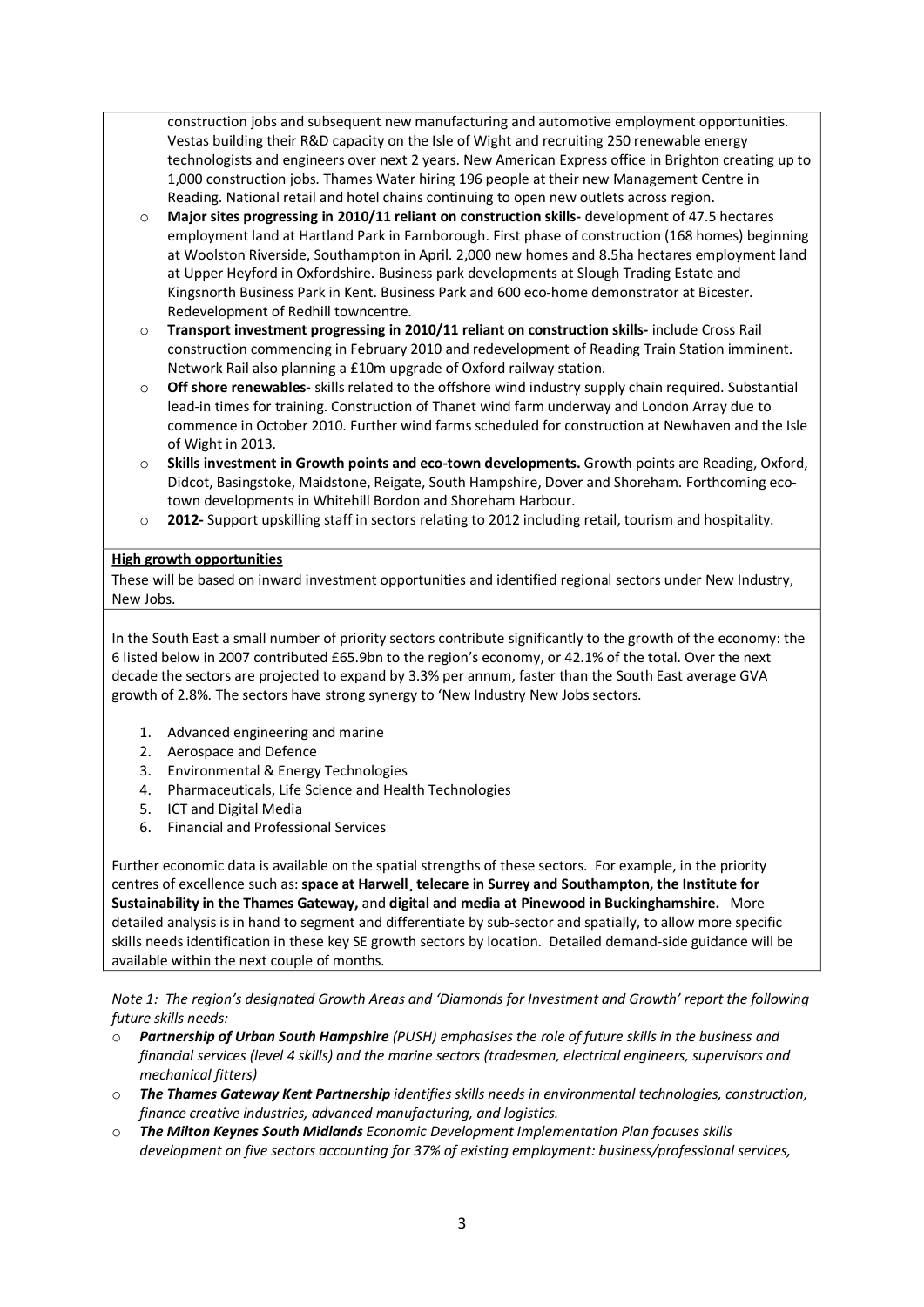construction jobs and subsequent new manufacturing and automotive employment opportunities. Vestas building their R&D capacity on the Isle of Wight and recruiting 250 renewable energy technologists and engineers over next 2 years. New American Express office in Brighton creating up to 1,000 construction jobs. Thames Water hiring 196 people at their new Management Centre in Reading. National retail and hotel chains continuing to open new outlets across region.

- **Major sites progressing in 2010/11 reliant on construction skills-** development of 47.5 hectares employment land at Hartland Park in Farnborough. First phase of construction (168 homes) beginning at Woolston Riverside, Southampton in April. 2,000 new homes and 8.5ha hectares employment land at Upper Heyford in Oxfordshire. Business park developments at Slough Trading Estate and Kingsnorth Business Park in Kent. Business Park and 600 eco-home demonstrator at Bicester. Redevelopment of Redhill towncentre.
- **Transport investment progressing in 2010/11 reliant on construction skills-** include Cross Rail construction commencing in February 2010 and redevelopment of Reading Train Station imminent. Network Rail also planning a £10m upgrade of Oxford railway station.
- **Off shore renewables-** skills related to the offshore wind industry supply chain required. Substantial lead-in times for training. Construction of Thanet wind farm underway and London Array due to commence in October 2010. Further wind farms scheduled for construction at Newhaven and the Isle of Wight in 2013.
- **Skills investment in Growth points and eco-town developments.** Growth points are Reading, Oxford, Didcot, Basingstoke, Maidstone, Reigate, South Hampshire, Dover and Shoreham. Forthcoming eco-town developments in Whitehill Bordon and Shoreham Harbour.
- **2012-** Support upskilling staff in sectors relating to 2012 including retail, tourism and hospitality.

**High growth opportunities**

These will be based on inward investment opportunities and identified regional sectors under New Industry, New Jobs.

In the South East a small number of priority sectors contribute significantly to the growth of the economy: the 6 listed below in 2007 contributed £65.9bn to the region's economy, or 42.1% of the total. Over the next decade the sectors are projected to expand by 3.3% per annum, faster than the South East average GVA growth of 2.8%. The sectors have strong synergy to 'New Industry New Jobs sectors.

1. Advanced engineering and marine
2. Aerospace and Defence
3. Environmental & Energy Technologies
4. Pharmaceuticals, Life Science and Health Technologies
5. ICT and Digital Media
6. Financial and Professional Services

Further economic data is available on the spatial strengths of these sectors. For example, in the priority centres of excellence such as: **space at Harwell¸ telecare in Surrey and Southampton, the Institute for Sustainability in the Thames Gateway,** and **digital and media at Pinewood in Buckinghamshire.** More detailed analysis is in hand to segment and differentiate by sub-sector and spatially, to allow more specific skills needs identification in these key SE growth sectors by location. Detailed demand-side guidance will be available within the next couple of months.

*Note 1: The region's designated Growth Areas and 'Diamonds for Investment and Growth' report the following future skills needs:*

- ***Partnership of Urban South Hampshire** (PUSH) emphasises the role of future skills in the business and financial services (level 4 skills) and the marine sectors (tradesmen, electrical engineers, supervisors and mechanical fitters)*
- ***The Thames Gateway Kent Partnership** identifies skills needs in environmental technologies, construction, finance creative industries, advanced manufacturing, and logistics.*
- ***The Milton Keynes South Midlands** Economic Development Implementation Plan focuses skills development on five sectors accounting for 37% of existing employment: business/professional services,*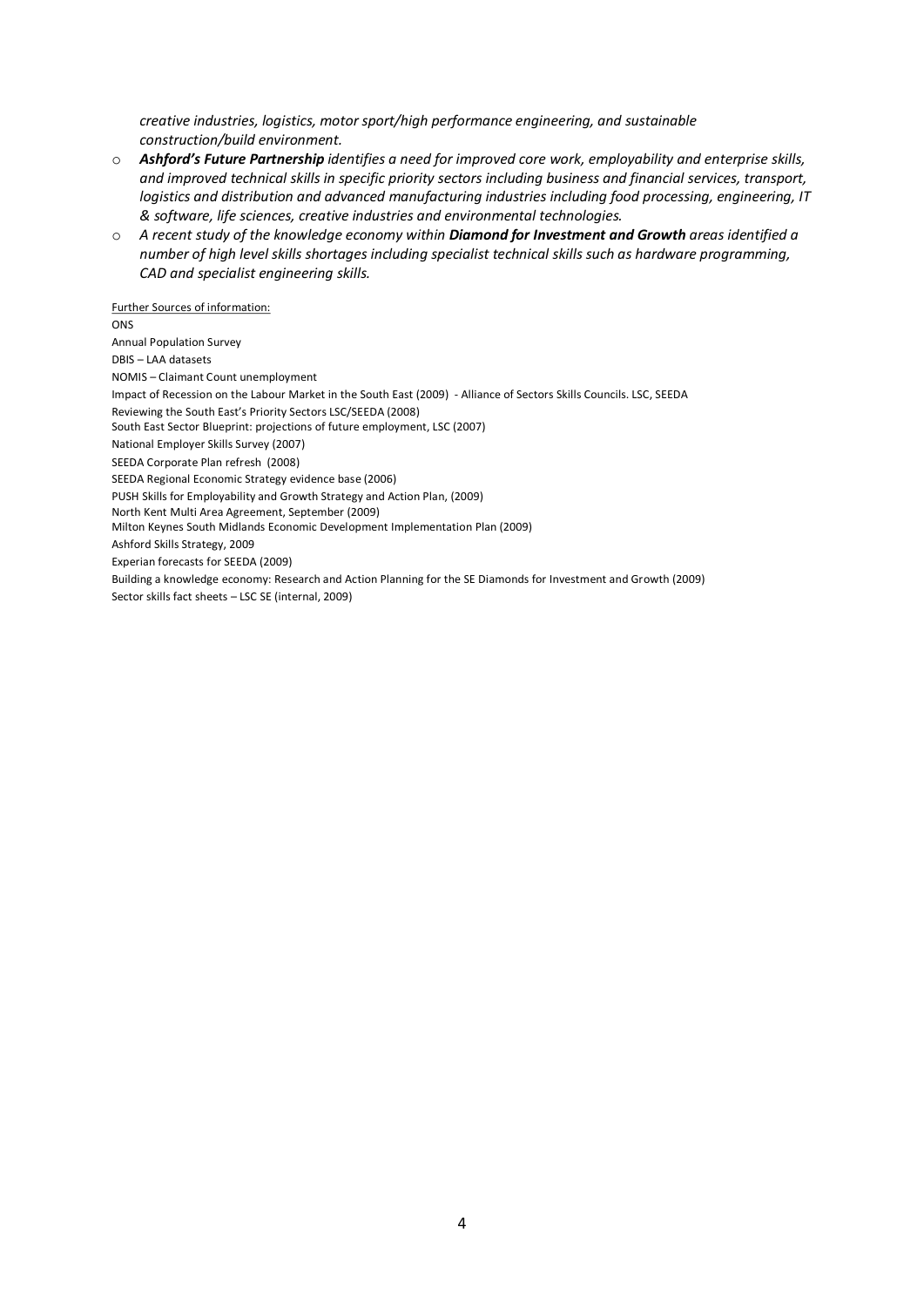*creative industries, logistics, motor sport/high performance engineering, and sustainable construction/build environment.*

- ***Ashford's Future Partnership*** *identifies a need for improved core work, employability and enterprise skills, and improved technical skills in specific priority sectors including business and financial services, transport, logistics and distribution and advanced manufacturing industries including food processing, engineering, IT & software, life sciences, creative industries and environmental technologies.*
- *A recent study of the knowledge economy within* ***Diamond for Investment and Growth*** *areas identified a number of high level skills shortages including specialist technical skills such as hardware programming, CAD and specialist engineering skills.*

Further Sources of information:

ONS
Annual Population Survey
DBIS – LAA datasets
NOMIS – Claimant Count unemployment
Impact of Recession on the Labour Market in the South East (2009) - Alliance of Sectors Skills Councils. LSC, SEEDA
Reviewing the South East's Priority Sectors LSC/SEEDA (2008)
South East Sector Blueprint: projections of future employment, LSC (2007)
National Employer Skills Survey (2007)
SEEDA Corporate Plan refresh (2008)
SEEDA Regional Economic Strategy evidence base (2006)
PUSH Skills for Employability and Growth Strategy and Action Plan, (2009)
North Kent Multi Area Agreement, September (2009)
Milton Keynes South Midlands Economic Development Implementation Plan (2009)
Ashford Skills Strategy, 2009
Experian forecasts for SEEDA (2009)
Building a knowledge economy: Research and Action Planning for the SE Diamonds for Investment and Growth (2009)
Sector skills fact sheets – LSC SE (internal, 2009)